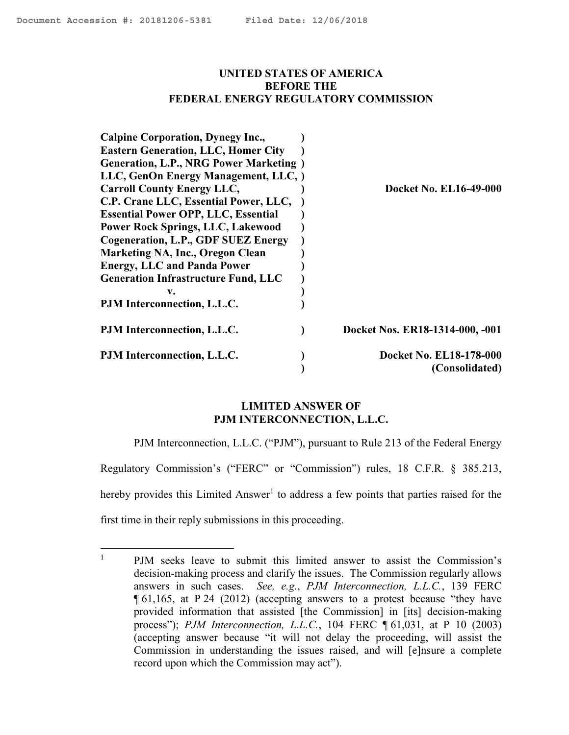Document Accession #: 20181206-5381 Filed Date: 12/06/2018

**UNITED STATES OF AMERICA**
**BEFORE THE**
**FEDERAL ENERGY REGULATORY COMMISSION**

| | | |
|---|---|---|
| **Calpine Corporation, Dynegy Inc., Eastern Generation, LLC, Homer City Generation, L.P., NRG Power Marketing LLC, GenOn Energy Management, LLC, Carroll County Energy LLC, C.P. Crane LLC, Essential Power, LLC, Essential Power OPP, LLC, Essential Power Rock Springs, LLC, Lakewood Cogeneration, L.P., GDF SUEZ Energy Marketing NA, Inc., Oregon Clean Energy, LLC and Panda Power Generation Infrastructure Fund, LLC v. PJM Interconnection, L.L.C.** | ) | **Docket No. EL16-49-000** |
| **PJM Interconnection, L.L.C.** | ) | **Docket Nos. ER18-1314-000, -001** |
| **PJM Interconnection, L.L.C.** | ) | **Docket No. EL18-178-000 (Consolidated)** |

## LIMITED ANSWER OF PJM INTERCONNECTION, L.L.C.

PJM Interconnection, L.L.C. ("PJM"), pursuant to Rule 213 of the Federal Energy Regulatory Commission's ("FERC" or "Commission") rules, 18 C.F.R. § 385.213, hereby provides this Limited Answer[1] to address a few points that parties raised for the first time in their reply submissions in this proceeding.

[1] PJM seeks leave to submit this limited answer to assist the Commission's decision-making process and clarify the issues. The Commission regularly allows answers in such cases. *See, e.g.*, *PJM Interconnection, L.L.C.*, 139 FERC ¶ 61,165, at P 24 (2012) (accepting answers to a protest because "they have provided information that assisted [the Commission] in [its] decision-making process"); *PJM Interconnection, L.L.C.*, 104 FERC ¶ 61,031, at P 10 (2003) (accepting answer because "it will not delay the proceeding, will assist the Commission in understanding the issues raised, and will [e]nsure a complete record upon which the Commission may act").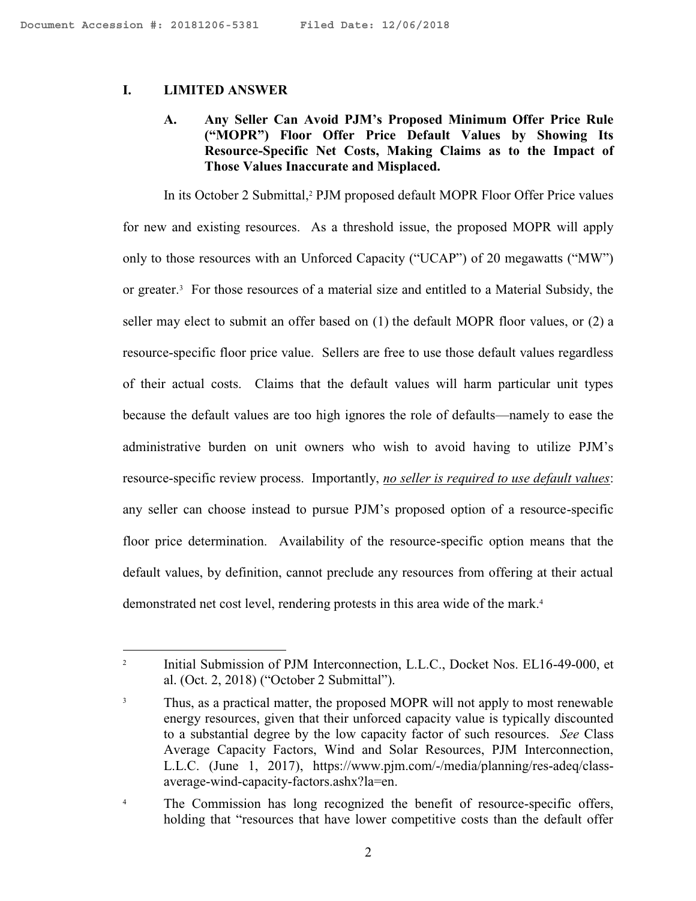## I. LIMITED ANSWER

### A. Any Seller Can Avoid PJM's Proposed Minimum Offer Price Rule ("MOPR") Floor Offer Price Default Values by Showing Its Resource-Specific Net Costs, Making Claims as to the Impact of Those Values Inaccurate and Misplaced.

In its October 2 Submittal,[2] PJM proposed default MOPR Floor Offer Price values for new and existing resources. As a threshold issue, the proposed MOPR will apply only to those resources with an Unforced Capacity ("UCAP") of 20 megawatts ("MW") or greater.[3] For those resources of a material size and entitled to a Material Subsidy, the seller may elect to submit an offer based on (1) the default MOPR floor values, or (2) a resource-specific floor price value. Sellers are free to use those default values regardless of their actual costs. Claims that the default values will harm particular unit types because the default values are too high ignores the role of defaults—namely to ease the administrative burden on unit owners who wish to avoid having to utilize PJM's resource-specific review process. Importantly, *no seller is required to use default values*: any seller can choose instead to pursue PJM's proposed option of a resource-specific floor price determination. Availability of the resource-specific option means that the default values, by definition, cannot preclude any resources from offering at their actual demonstrated net cost level, rendering protests in this area wide of the mark.[4]

---

[2] Initial Submission of PJM Interconnection, L.L.C., Docket Nos. EL16-49-000, et al. (Oct. 2, 2018) ("October 2 Submittal").

[3] Thus, as a practical matter, the proposed MOPR will not apply to most renewable energy resources, given that their unforced capacity value is typically discounted to a substantial degree by the low capacity factor of such resources. *See* Class Average Capacity Factors, Wind and Solar Resources, PJM Interconnection, L.L.C. (June 1, 2017), https://www.pjm.com/-/media/planning/res-adeq/class-average-wind-capacity-factors.ashx?la=en.

[4] The Commission has long recognized the benefit of resource-specific offers, holding that "resources that have lower competitive costs than the default offer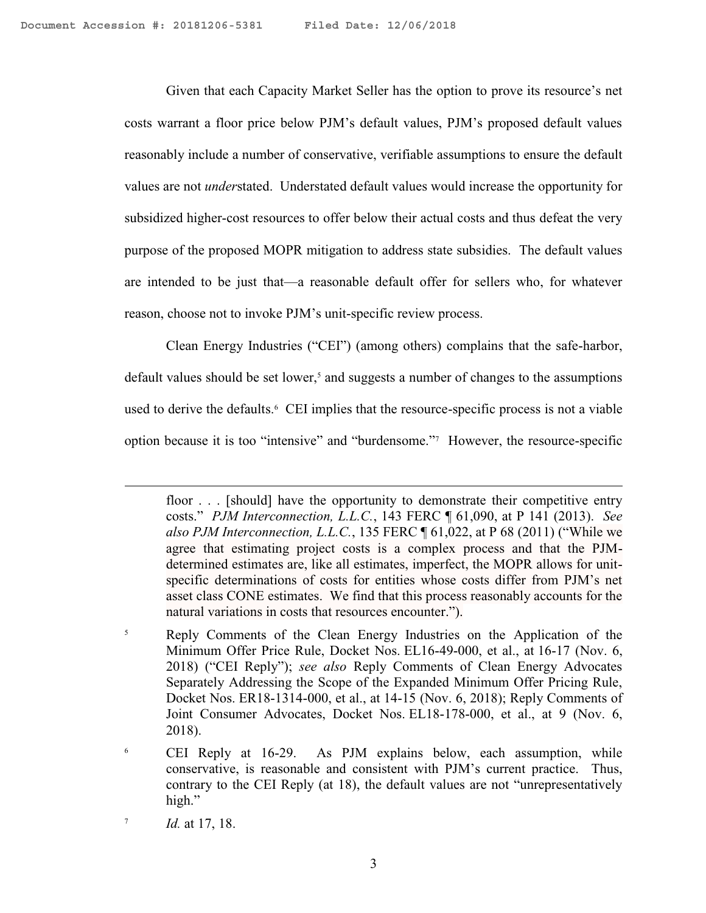Given that each Capacity Market Seller has the option to prove its resource's net costs warrant a floor price below PJM's default values, PJM's proposed default values reasonably include a number of conservative, verifiable assumptions to ensure the default values are not *under*stated. Understated default values would increase the opportunity for subsidized higher-cost resources to offer below their actual costs and thus defeat the very purpose of the proposed MOPR mitigation to address state subsidies. The default values are intended to be just that—a reasonable default offer for sellers who, for whatever reason, choose not to invoke PJM's unit-specific review process.

Clean Energy Industries ("CEI") (among others) complains that the safe-harbor, default values should be set lower,[5] and suggests a number of changes to the assumptions used to derive the defaults.[6] CEI implies that the resource-specific process is not a viable option because it is too "intensive" and "burdensome."[7] However, the resource-specific

---

floor . . . [should] have the opportunity to demonstrate their competitive entry costs." *PJM Interconnection, L.L.C.*, 143 FERC ¶ 61,090, at P 141 (2013). *See also PJM Interconnection, L.L.C.*, 135 FERC ¶ 61,022, at P 68 (2011) ("While we agree that estimating project costs is a complex process and that the PJM-determined estimates are, like all estimates, imperfect, the MOPR allows for unit-specific determinations of costs for entities whose costs differ from PJM's net asset class CONE estimates. We find that this process reasonably accounts for the natural variations in costs that resources encounter.").

[5] Reply Comments of the Clean Energy Industries on the Application of the Minimum Offer Price Rule, Docket Nos. EL16-49-000, et al., at 16-17 (Nov. 6, 2018) ("CEI Reply"); *see also* Reply Comments of Clean Energy Advocates Separately Addressing the Scope of the Expanded Minimum Offer Pricing Rule, Docket Nos. ER18-1314-000, et al., at 14-15 (Nov. 6, 2018); Reply Comments of Joint Consumer Advocates, Docket Nos. EL18-178-000, et al., at 9 (Nov. 6, 2018).

[6] CEI Reply at 16-29. As PJM explains below, each assumption, while conservative, is reasonable and consistent with PJM's current practice. Thus, contrary to the CEI Reply (at 18), the default values are not "unrepresentatively high."

[7] *Id.* at 17, 18.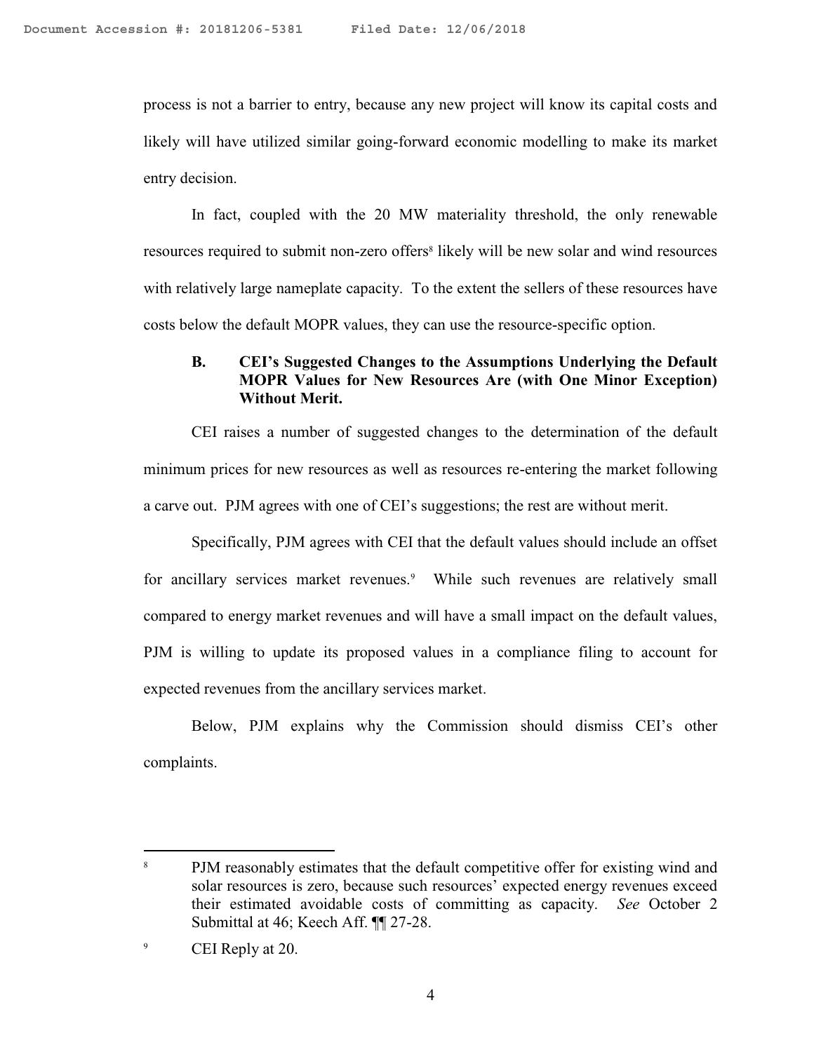process is not a barrier to entry, because any new project will know its capital costs and likely will have utilized similar going-forward economic modelling to make its market entry decision.

In fact, coupled with the 20 MW materiality threshold, the only renewable resources required to submit non-zero offers[8] likely will be new solar and wind resources with relatively large nameplate capacity. To the extent the sellers of these resources have costs below the default MOPR values, they can use the resource-specific option.

### B. CEI's Suggested Changes to the Assumptions Underlying the Default MOPR Values for New Resources Are (with One Minor Exception) Without Merit.

CEI raises a number of suggested changes to the determination of the default minimum prices for new resources as well as resources re-entering the market following a carve out. PJM agrees with one of CEI's suggestions; the rest are without merit.

Specifically, PJM agrees with CEI that the default values should include an offset for ancillary services market revenues.[9] While such revenues are relatively small compared to energy market revenues and will have a small impact on the default values, PJM is willing to update its proposed values in a compliance filing to account for expected revenues from the ancillary services market.

Below, PJM explains why the Commission should dismiss CEI's other complaints.

---

[8] PJM reasonably estimates that the default competitive offer for existing wind and solar resources is zero, because such resources' expected energy revenues exceed their estimated avoidable costs of committing as capacity. *See* October 2 Submittal at 46; Keech Aff. ¶¶ 27-28.

[9] CEI Reply at 20.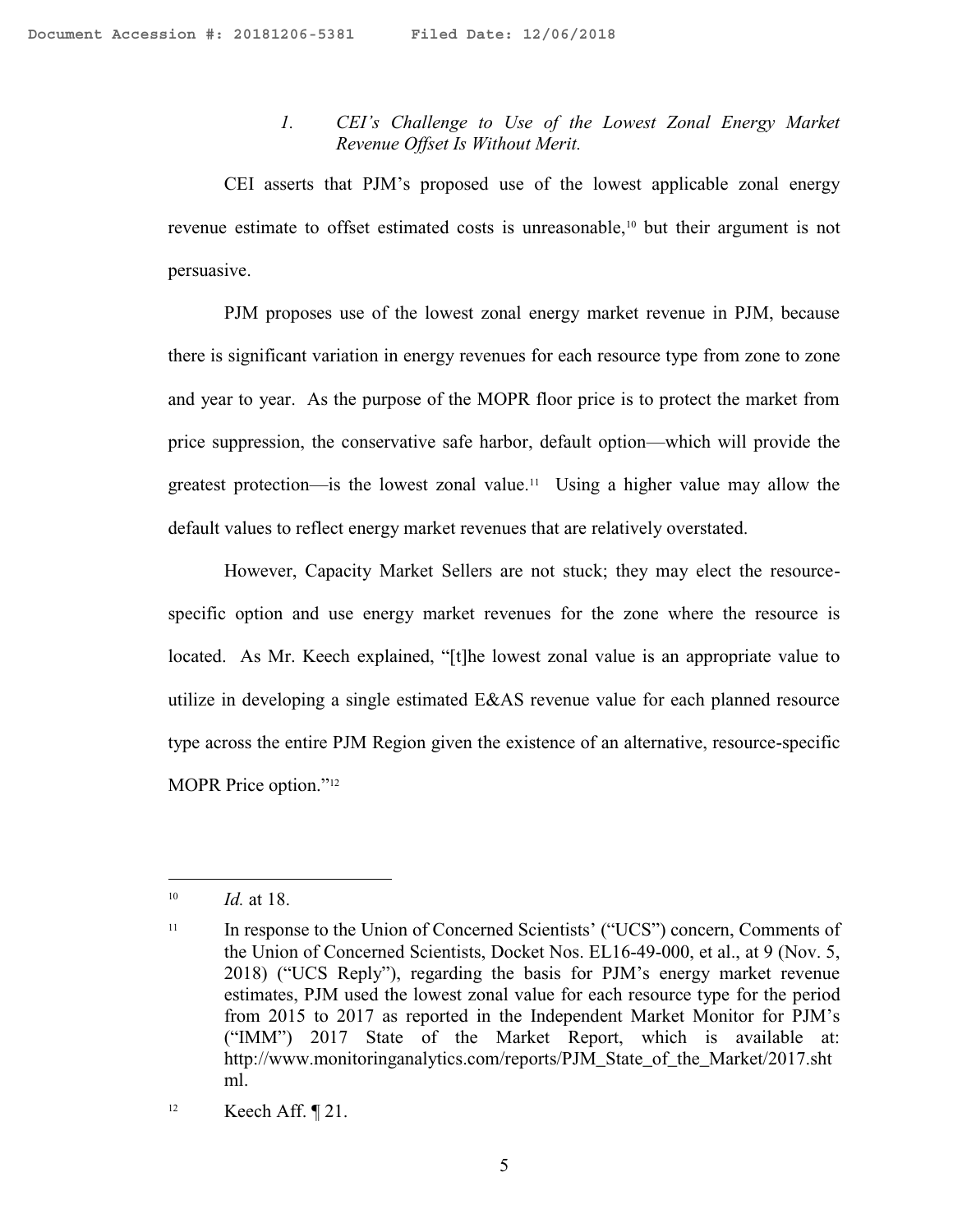### 1. *CEI's Challenge to Use of the Lowest Zonal Energy Market Revenue Offset Is Without Merit.*

CEI asserts that PJM's proposed use of the lowest applicable zonal energy revenue estimate to offset estimated costs is unreasonable,[10] but their argument is not persuasive.

PJM proposes use of the lowest zonal energy market revenue in PJM, because there is significant variation in energy revenues for each resource type from zone to zone and year to year. As the purpose of the MOPR floor price is to protect the market from price suppression, the conservative safe harbor, default option—which will provide the greatest protection—is the lowest zonal value.[11] Using a higher value may allow the default values to reflect energy market revenues that are relatively overstated.

However, Capacity Market Sellers are not stuck; they may elect the resource-specific option and use energy market revenues for the zone where the resource is located. As Mr. Keech explained, "[t]he lowest zonal value is an appropriate value to utilize in developing a single estimated E&AS revenue value for each planned resource type across the entire PJM Region given the existence of an alternative, resource-specific MOPR Price option."[12]

---

[10] *Id.* at 18.

[11] In response to the Union of Concerned Scientists' ("UCS") concern, Comments of the Union of Concerned Scientists, Docket Nos. EL16-49-000, et al., at 9 (Nov. 5, 2018) ("UCS Reply"), regarding the basis for PJM's energy market revenue estimates, PJM used the lowest zonal value for each resource type for the period from 2015 to 2017 as reported in the Independent Market Monitor for PJM's ("IMM") 2017 State of the Market Report, which is available at: http://www.monitoringanalytics.com/reports/PJM_State_of_the_Market/2017.shtml.

[12] Keech Aff. ¶ 21.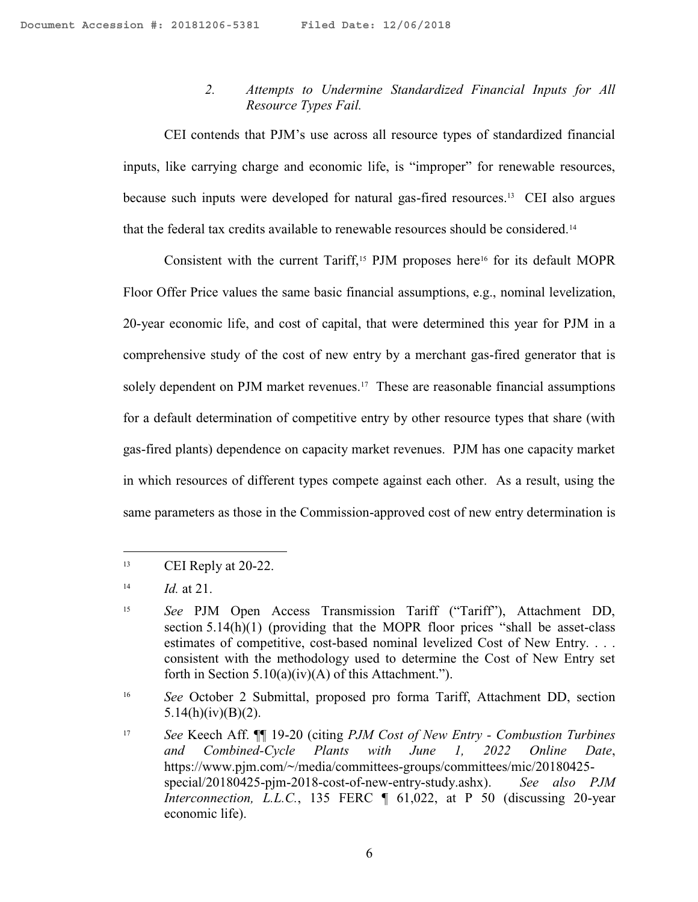### 2. *Attempts to Undermine Standardized Financial Inputs for All Resource Types Fail.*

CEI contends that PJM's use across all resource types of standardized financial inputs, like carrying charge and economic life, is "improper" for renewable resources, because such inputs were developed for natural gas-fired resources.[13] CEI also argues that the federal tax credits available to renewable resources should be considered.[14]

Consistent with the current Tariff,[15] PJM proposes here[16] for its default MOPR Floor Offer Price values the same basic financial assumptions, e.g., nominal levelization, 20-year economic life, and cost of capital, that were determined this year for PJM in a comprehensive study of the cost of new entry by a merchant gas-fired generator that is solely dependent on PJM market revenues.[17] These are reasonable financial assumptions for a default determination of competitive entry by other resource types that share (with gas-fired plants) dependence on capacity market revenues. PJM has one capacity market in which resources of different types compete against each other. As a result, using the same parameters as those in the Commission-approved cost of new entry determination is

---

[13] CEI Reply at 20-22.

[14] *Id.* at 21.

[15] *See* PJM Open Access Transmission Tariff ("Tariff"), Attachment DD, section 5.14(h)(1) (providing that the MOPR floor prices "shall be asset-class estimates of competitive, cost-based nominal levelized Cost of New Entry. . . . consistent with the methodology used to determine the Cost of New Entry set forth in Section 5.10(a)(iv)(A) of this Attachment.").

[16] *See* October 2 Submittal, proposed pro forma Tariff, Attachment DD, section 5.14(h)(iv)(B)(2).

[17] *See* Keech Aff. ¶¶ 19-20 (citing *PJM Cost of New Entry - Combustion Turbines and Combined-Cycle Plants with June 1, 2022 Online Date*, https://www.pjm.com/~/media/committees-groups/committees/mic/20180425-special/20180425-pjm-2018-cost-of-new-entry-study.ashx). *See also PJM Interconnection, L.L.C.*, 135 FERC ¶ 61,022, at P 50 (discussing 20-year economic life).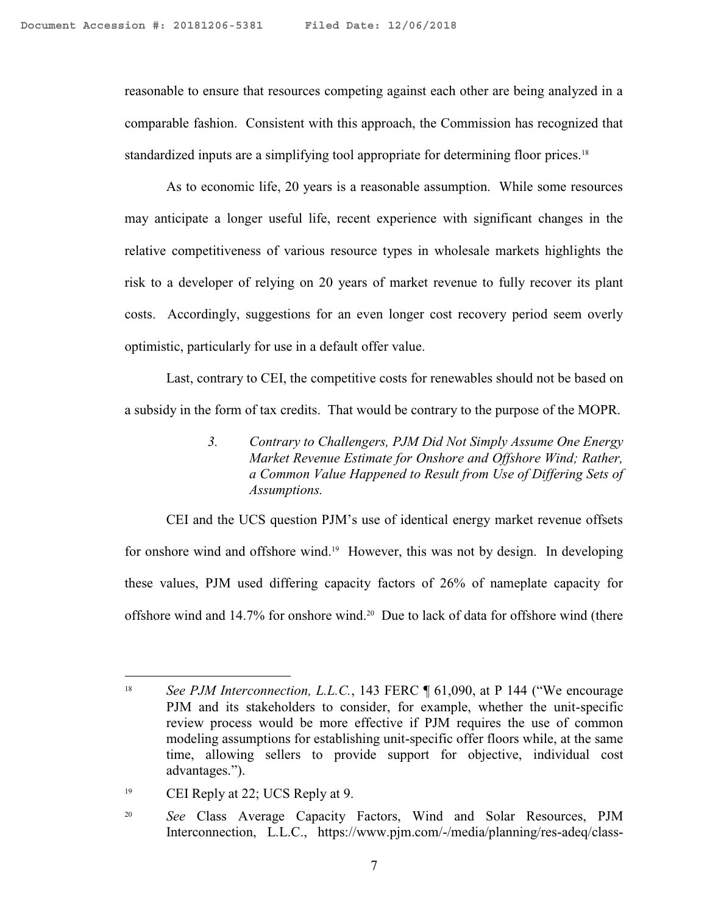reasonable to ensure that resources competing against each other are being analyzed in a comparable fashion. Consistent with this approach, the Commission has recognized that standardized inputs are a simplifying tool appropriate for determining floor prices.[18]

As to economic life, 20 years is a reasonable assumption. While some resources may anticipate a longer useful life, recent experience with significant changes in the relative competitiveness of various resource types in wholesale markets highlights the risk to a developer of relying on 20 years of market revenue to fully recover its plant costs. Accordingly, suggestions for an even longer cost recovery period seem overly optimistic, particularly for use in a default offer value.

Last, contrary to CEI, the competitive costs for renewables should not be based on a subsidy in the form of tax credits. That would be contrary to the purpose of the MOPR.

### *3. Contrary to Challengers, PJM Did Not Simply Assume One Energy Market Revenue Estimate for Onshore and Offshore Wind; Rather, a Common Value Happened to Result from Use of Differing Sets of Assumptions.*

CEI and the UCS question PJM's use of identical energy market revenue offsets for onshore wind and offshore wind.[19] However, this was not by design. In developing these values, PJM used differing capacity factors of 26% of nameplate capacity for offshore wind and 14.7% for onshore wind.[20] Due to lack of data for offshore wind (there

---

[18] *See PJM Interconnection, L.L.C.*, 143 FERC ¶ 61,090, at P 144 ("We encourage PJM and its stakeholders to consider, for example, whether the unit-specific review process would be more effective if PJM requires the use of common modeling assumptions for establishing unit-specific offer floors while, at the same time, allowing sellers to provide support for objective, individual cost advantages.").

[19] CEI Reply at 22; UCS Reply at 9.

[20] *See* Class Average Capacity Factors, Wind and Solar Resources, PJM Interconnection, L.L.C., https://www.pjm.com/-/media/planning/res-adeq/class-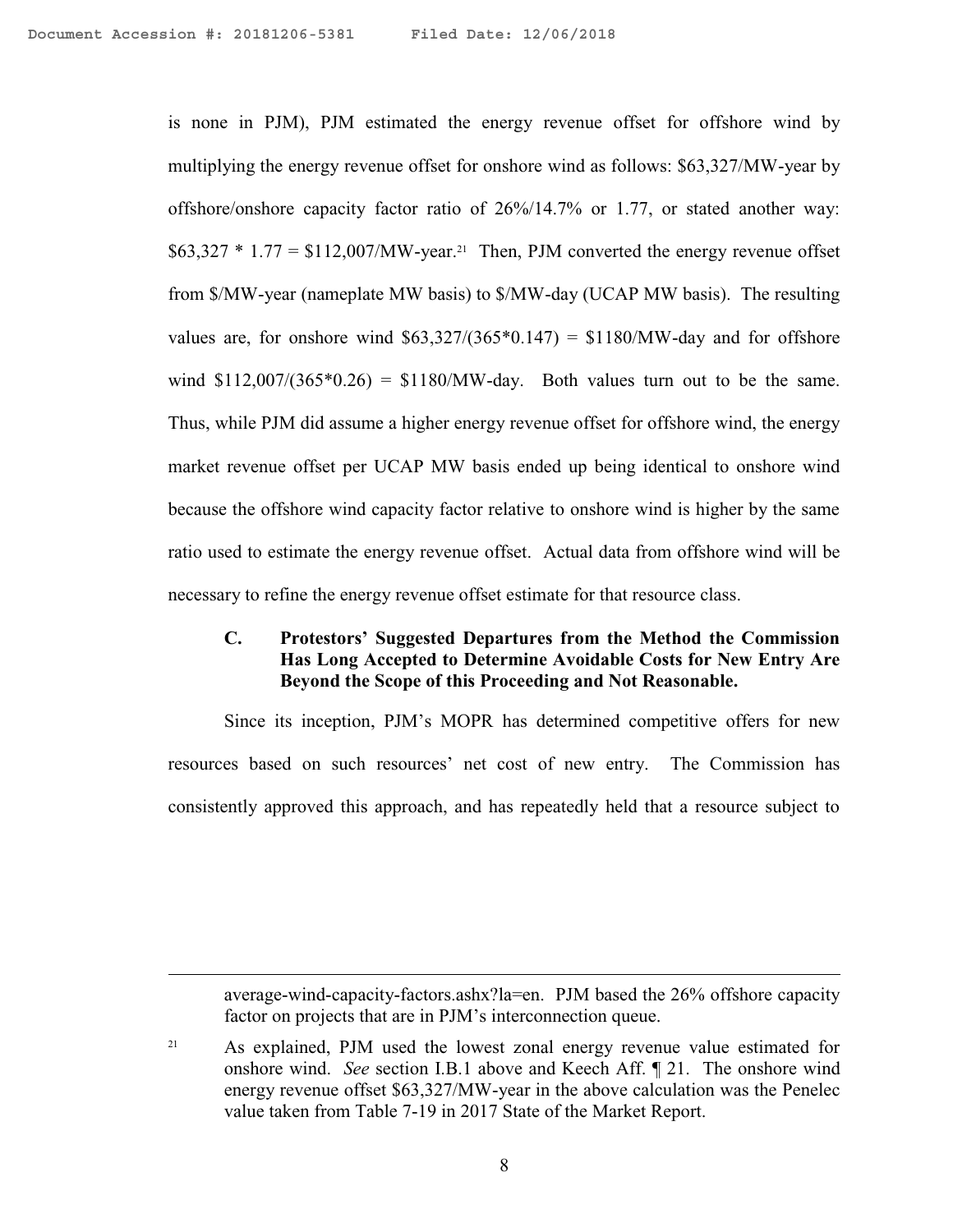is none in PJM), PJM estimated the energy revenue offset for offshore wind by multiplying the energy revenue offset for onshore wind as follows: $63,327/MW-year by offshore/onshore capacity factor ratio of 26%/14.7% or 1.77, or stated another way: $63,327 * 1.77 = $112,007/MW-year.[21] Then, PJM converted the energy revenue offset from $/MW-year (nameplate MW basis) to $/MW-day (UCAP MW basis). The resulting values are, for onshore wind $63,327/(365*0.147) = $1180/MW-day and for offshore wind $112,007/(365*0.26) = $1180/MW-day. Both values turn out to be the same. Thus, while PJM did assume a higher energy revenue offset for offshore wind, the energy market revenue offset per UCAP MW basis ended up being identical to onshore wind because the offshore wind capacity factor relative to onshore wind is higher by the same ratio used to estimate the energy revenue offset. Actual data from offshore wind will be necessary to refine the energy revenue offset estimate for that resource class.

### C. Protestors' Suggested Departures from the Method the Commission Has Long Accepted to Determine Avoidable Costs for New Entry Are Beyond the Scope of this Proceeding and Not Reasonable.

Since its inception, PJM's MOPR has determined competitive offers for new resources based on such resources' net cost of new entry. The Commission has consistently approved this approach, and has repeatedly held that a resource subject to

---

average-wind-capacity-factors.ashx?la=en. PJM based the 26% offshore capacity factor on projects that are in PJM's interconnection queue.

[21] As explained, PJM used the lowest zonal energy revenue value estimated for onshore wind. *See* section I.B.1 above and Keech Aff. ¶ 21. The onshore wind energy revenue offset $63,327/MW-year in the above calculation was the Penelec value taken from Table 7-19 in 2017 State of the Market Report.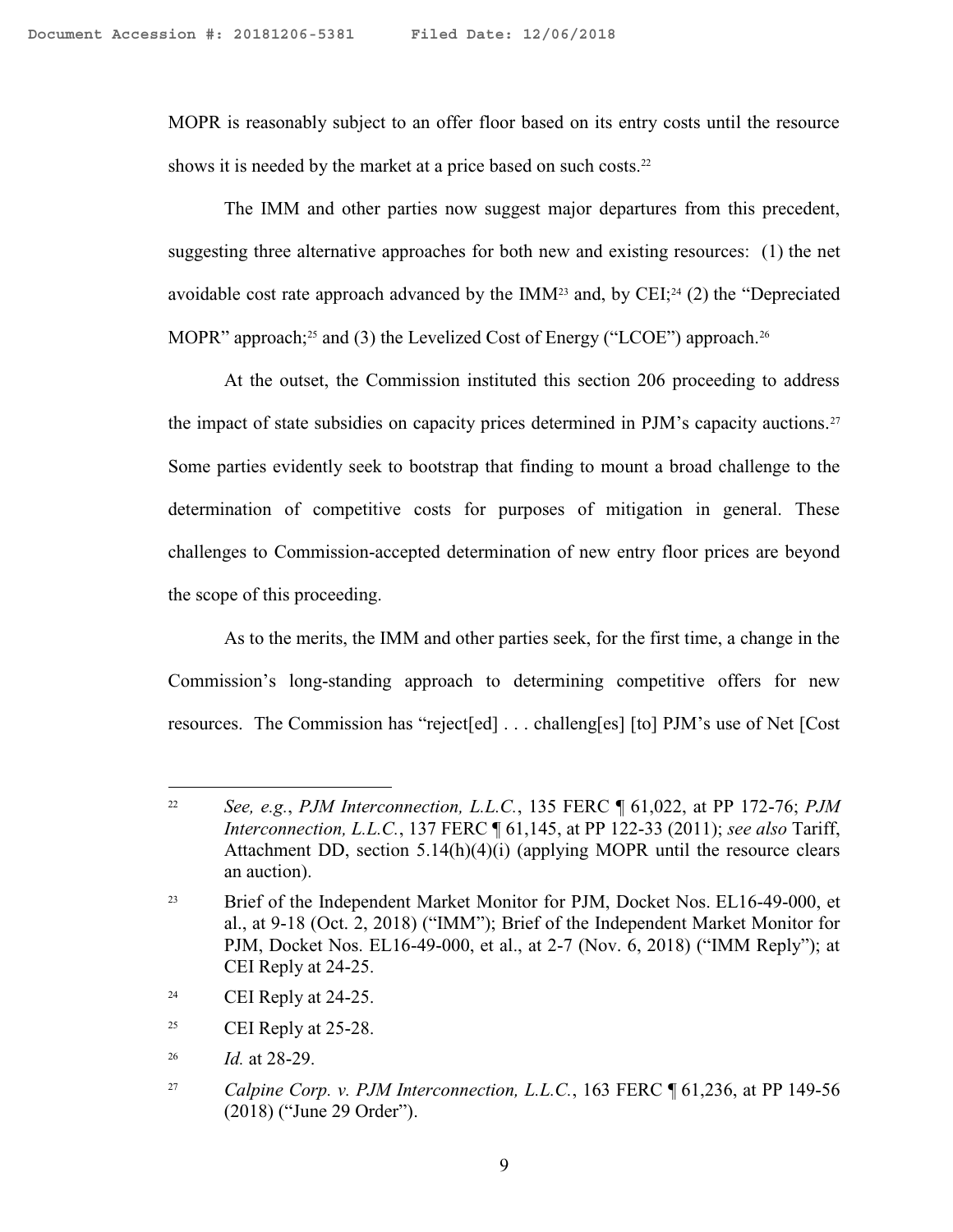MOPR is reasonably subject to an offer floor based on its entry costs until the resource shows it is needed by the market at a price based on such costs.[22]

The IMM and other parties now suggest major departures from this precedent, suggesting three alternative approaches for both new and existing resources: (1) the net avoidable cost rate approach advanced by the IMM[23] and, by CEI;[24] (2) the "Depreciated MOPR" approach;[25] and (3) the Levelized Cost of Energy ("LCOE") approach.[26]

At the outset, the Commission instituted this section 206 proceeding to address the impact of state subsidies on capacity prices determined in PJM's capacity auctions.[27] Some parties evidently seek to bootstrap that finding to mount a broad challenge to the determination of competitive costs for purposes of mitigation in general. These challenges to Commission-accepted determination of new entry floor prices are beyond the scope of this proceeding.

As to the merits, the IMM and other parties seek, for the first time, a change in the Commission's long-standing approach to determining competitive offers for new resources. The Commission has "reject[ed] . . . challeng[es] [to] PJM's use of Net [Cost

---

[22] *See, e.g.*, *PJM Interconnection, L.L.C.*, 135 FERC ¶ 61,022, at PP 172-76; *PJM Interconnection, L.L.C.*, 137 FERC ¶ 61,145, at PP 122-33 (2011); *see also* Tariff, Attachment DD, section 5.14(h)(4)(i) (applying MOPR until the resource clears an auction).

[23] Brief of the Independent Market Monitor for PJM, Docket Nos. EL16-49-000, et al., at 9-18 (Oct. 2, 2018) ("IMM"); Brief of the Independent Market Monitor for PJM, Docket Nos. EL16-49-000, et al., at 2-7 (Nov. 6, 2018) ("IMM Reply"); at CEI Reply at 24-25.

[24] CEI Reply at 24-25.

[25] CEI Reply at 25-28.

[26] *Id.* at 28-29.

[27] *Calpine Corp. v. PJM Interconnection, L.L.C.*, 163 FERC ¶ 61,236, at PP 149-56 (2018) ("June 29 Order").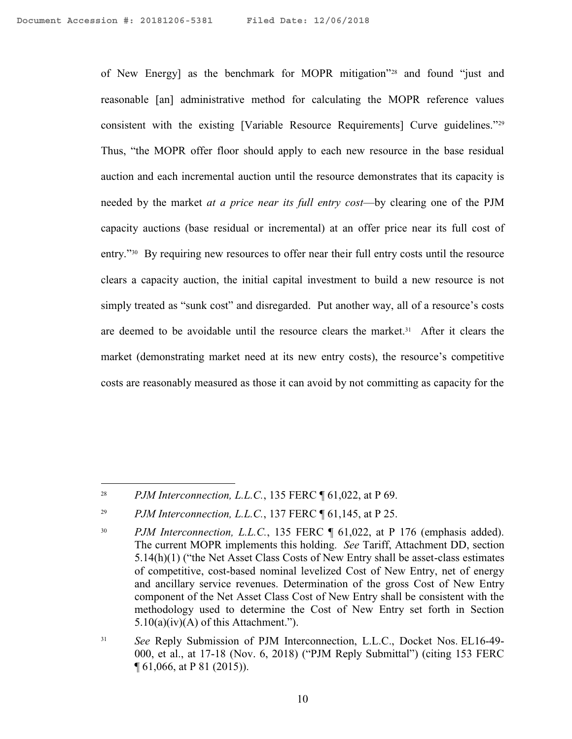of New Energy] as the benchmark for MOPR mitigation"[28] and found "just and reasonable [an] administrative method for calculating the MOPR reference values consistent with the existing [Variable Resource Requirements] Curve guidelines."[29] Thus, "the MOPR offer floor should apply to each new resource in the base residual auction and each incremental auction until the resource demonstrates that its capacity is needed by the market *at a price near its full entry cost*—by clearing one of the PJM capacity auctions (base residual or incremental) at an offer price near its full cost of entry."[30] By requiring new resources to offer near their full entry costs until the resource clears a capacity auction, the initial capital investment to build a new resource is not simply treated as "sunk cost" and disregarded. Put another way, all of a resource's costs are deemed to be avoidable until the resource clears the market.[31] After it clears the market (demonstrating market need at its new entry costs), the resource's competitive costs are reasonably measured as those it can avoid by not committing as capacity for the

---

[28] *PJM Interconnection, L.L.C.*, 135 FERC ¶ 61,022, at P 69.

[29] *PJM Interconnection, L.L.C.*, 137 FERC ¶ 61,145, at P 25.

[30] *PJM Interconnection, L.L.C.*, 135 FERC ¶ 61,022, at P 176 (emphasis added). The current MOPR implements this holding. *See* Tariff, Attachment DD, section 5.14(h)(1) ("the Net Asset Class Costs of New Entry shall be asset-class estimates of competitive, cost-based nominal levelized Cost of New Entry, net of energy and ancillary service revenues. Determination of the gross Cost of New Entry component of the Net Asset Class Cost of New Entry shall be consistent with the methodology used to determine the Cost of New Entry set forth in Section 5.10(a)(iv)(A) of this Attachment.").

[31] *See* Reply Submission of PJM Interconnection, L.L.C., Docket Nos. EL16-49-000, et al., at 17-18 (Nov. 6, 2018) ("PJM Reply Submittal") (citing 153 FERC ¶ 61,066, at P 81 (2015)).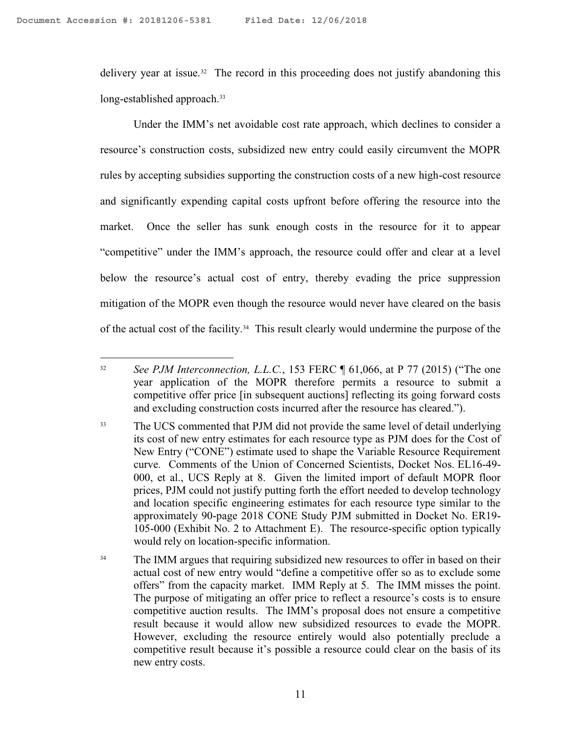delivery year at issue.[32] The record in this proceeding does not justify abandoning this long-established approach.[33]

Under the IMM's net avoidable cost rate approach, which declines to consider a resource's construction costs, subsidized new entry could easily circumvent the MOPR rules by accepting subsidies supporting the construction costs of a new high-cost resource and significantly expending capital costs upfront before offering the resource into the market. Once the seller has sunk enough costs in the resource for it to appear "competitive" under the IMM's approach, the resource could offer and clear at a level below the resource's actual cost of entry, thereby evading the price suppression mitigation of the MOPR even though the resource would never have cleared on the basis of the actual cost of the facility.[34] This result clearly would undermine the purpose of the

---

[32] *See PJM Interconnection, L.L.C.*, 153 FERC ¶ 61,066, at P 77 (2015) ("The one year application of the MOPR therefore permits a resource to submit a competitive offer price [in subsequent auctions] reflecting its going forward costs and excluding construction costs incurred after the resource has cleared.").

[33] The UCS commented that PJM did not provide the same level of detail underlying its cost of new entry estimates for each resource type as PJM does for the Cost of New Entry ("CONE") estimate used to shape the Variable Resource Requirement curve. Comments of the Union of Concerned Scientists, Docket Nos. EL16-49-000, et al., UCS Reply at 8. Given the limited import of default MOPR floor prices, PJM could not justify putting forth the effort needed to develop technology and location specific engineering estimates for each resource type similar to the approximately 90-page 2018 CONE Study PJM submitted in Docket No. ER19-105-000 (Exhibit No. 2 to Attachment E). The resource-specific option typically would rely on location-specific information.

[34] The IMM argues that requiring subsidized new resources to offer in based on their actual cost of new entry would "define a competitive offer so as to exclude some offers" from the capacity market. IMM Reply at 5. The IMM misses the point. The purpose of mitigating an offer price to reflect a resource's costs is to ensure competitive auction results. The IMM's proposal does not ensure a competitive result because it would allow new subsidized resources to evade the MOPR. However, excluding the resource entirely would also potentially preclude a competitive result because it's possible a resource could clear on the basis of its new entry costs.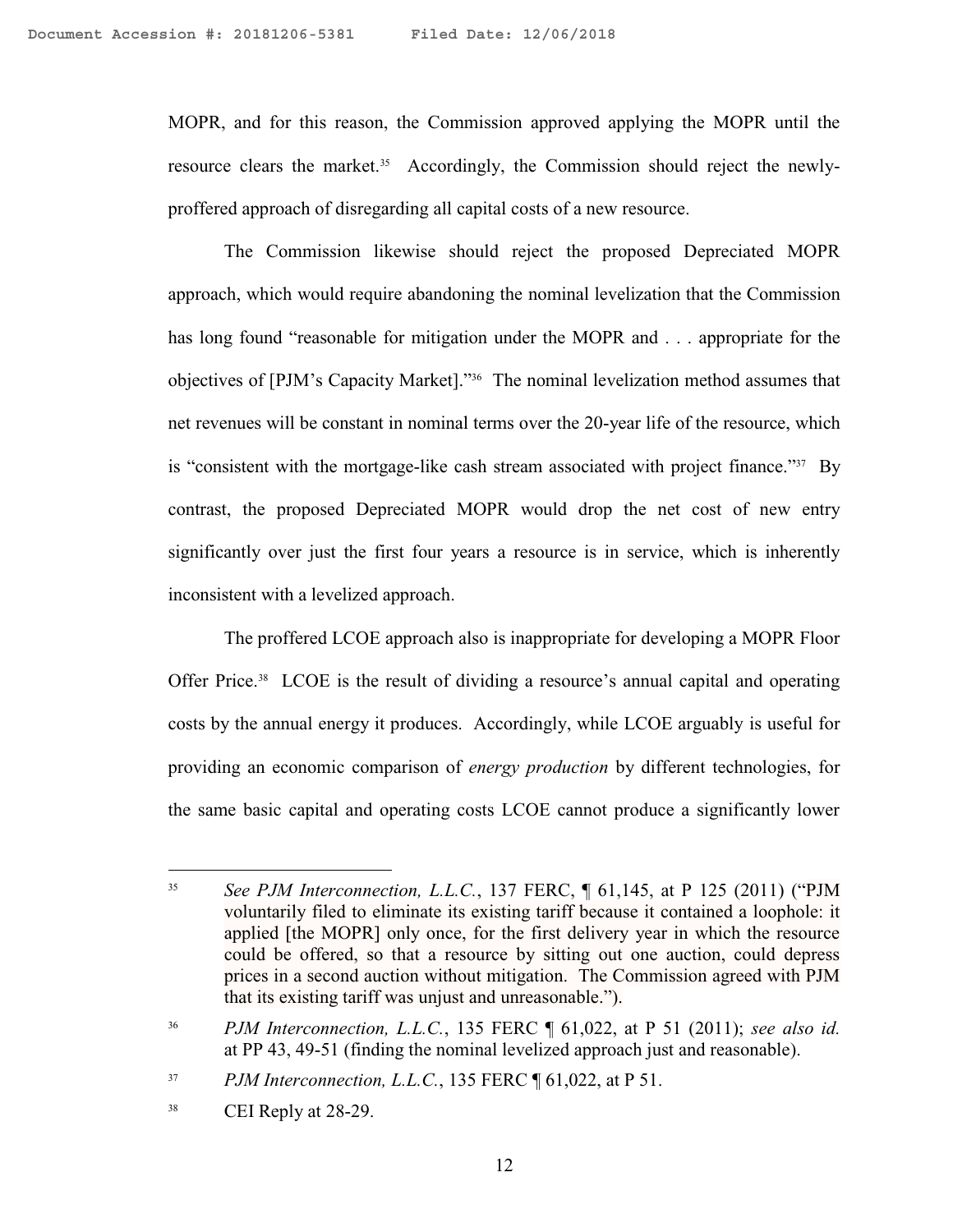MOPR, and for this reason, the Commission approved applying the MOPR until the resource clears the market.[35] Accordingly, the Commission should reject the newly-proffered approach of disregarding all capital costs of a new resource.

The Commission likewise should reject the proposed Depreciated MOPR approach, which would require abandoning the nominal levelization that the Commission has long found "reasonable for mitigation under the MOPR and . . . appropriate for the objectives of [PJM's Capacity Market]."[36] The nominal levelization method assumes that net revenues will be constant in nominal terms over the 20-year life of the resource, which is "consistent with the mortgage-like cash stream associated with project finance."[37] By contrast, the proposed Depreciated MOPR would drop the net cost of new entry significantly over just the first four years a resource is in service, which is inherently inconsistent with a levelized approach.

The proffered LCOE approach also is inappropriate for developing a MOPR Floor Offer Price.[38] LCOE is the result of dividing a resource's annual capital and operating costs by the annual energy it produces. Accordingly, while LCOE arguably is useful for providing an economic comparison of *energy production* by different technologies, for the same basic capital and operating costs LCOE cannot produce a significantly lower

---

[35] *See PJM Interconnection, L.L.C.*, 137 FERC, ¶ 61,145, at P 125 (2011) ("PJM voluntarily filed to eliminate its existing tariff because it contained a loophole: it applied [the MOPR] only once, for the first delivery year in which the resource could be offered, so that a resource by sitting out one auction, could depress prices in a second auction without mitigation. The Commission agreed with PJM that its existing tariff was unjust and unreasonable.").

[36] *PJM Interconnection, L.L.C.*, 135 FERC ¶ 61,022, at P 51 (2011); *see also id.* at PP 43, 49-51 (finding the nominal levelized approach just and reasonable).

[37] *PJM Interconnection, L.L.C.*, 135 FERC ¶ 61,022, at P 51.

[38] CEI Reply at 28-29.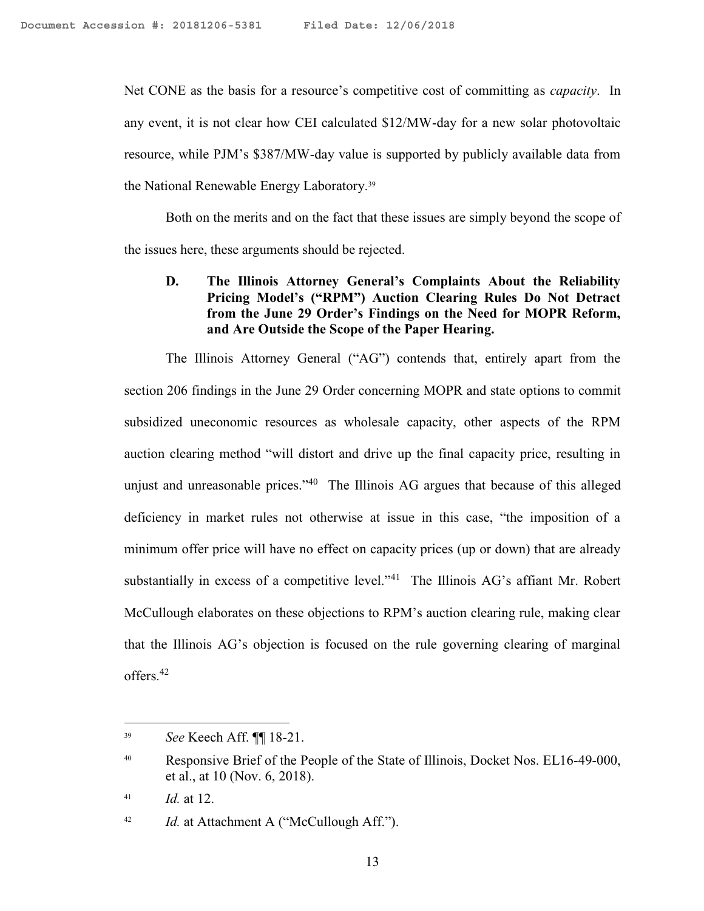Net CONE as the basis for a resource's competitive cost of committing as *capacity*. In any event, it is not clear how CEI calculated $12/MW-day for a new solar photovoltaic resource, while PJM's $387/MW-day value is supported by publicly available data from the National Renewable Energy Laboratory.[39]

Both on the merits and on the fact that these issues are simply beyond the scope of the issues here, these arguments should be rejected.

### D. The Illinois Attorney General's Complaints About the Reliability Pricing Model's ("RPM") Auction Clearing Rules Do Not Detract from the June 29 Order's Findings on the Need for MOPR Reform, and Are Outside the Scope of the Paper Hearing.

The Illinois Attorney General ("AG") contends that, entirely apart from the section 206 findings in the June 29 Order concerning MOPR and state options to commit subsidized uneconomic resources as wholesale capacity, other aspects of the RPM auction clearing method "will distort and drive up the final capacity price, resulting in unjust and unreasonable prices."[40] The Illinois AG argues that because of this alleged deficiency in market rules not otherwise at issue in this case, "the imposition of a minimum offer price will have no effect on capacity prices (up or down) that are already substantially in excess of a competitive level."[41] The Illinois AG's affiant Mr. Robert McCullough elaborates on these objections to RPM's auction clearing rule, making clear that the Illinois AG's objection is focused on the rule governing clearing of marginal offers.[42]

---

[39] *See* Keech Aff. ¶¶ 18-21.

[40] Responsive Brief of the People of the State of Illinois, Docket Nos. EL16-49-000, et al., at 10 (Nov. 6, 2018).

[41] *Id.* at 12.

[42] *Id.* at Attachment A ("McCullough Aff.").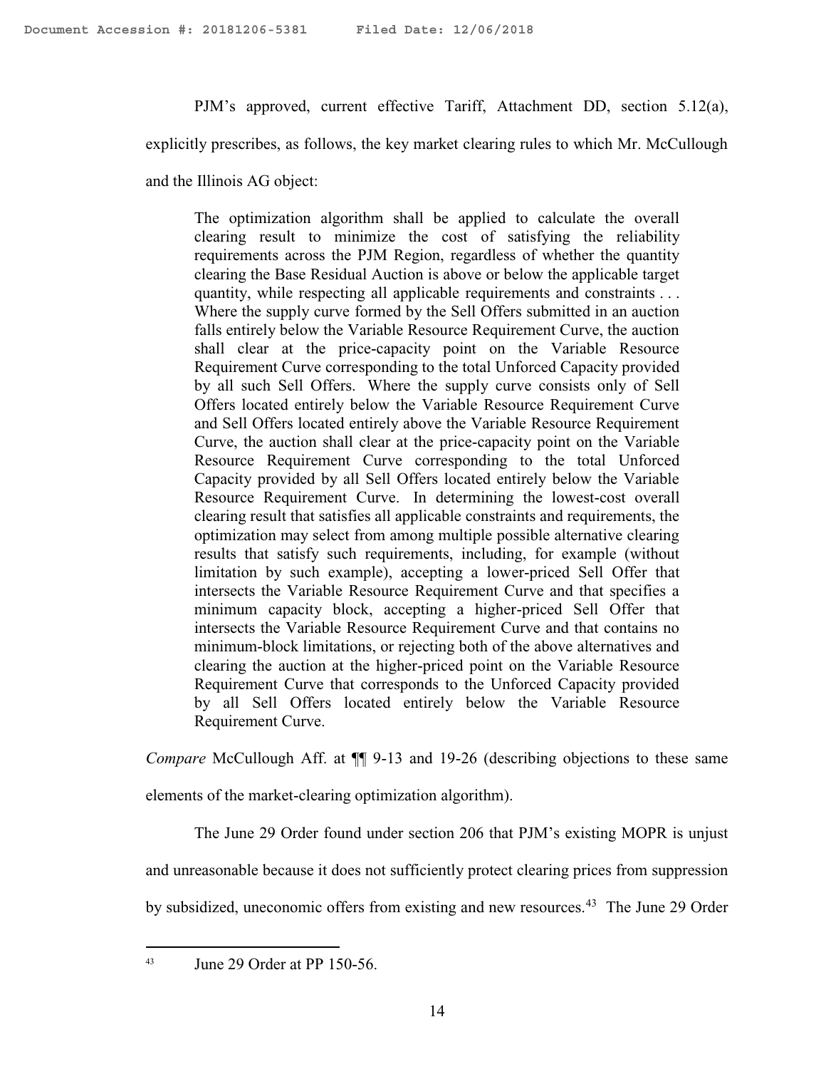PJM's approved, current effective Tariff, Attachment DD, section 5.12(a), explicitly prescribes, as follows, the key market clearing rules to which Mr. McCullough and the Illinois AG object:

> The optimization algorithm shall be applied to calculate the overall clearing result to minimize the cost of satisfying the reliability requirements across the PJM Region, regardless of whether the quantity clearing the Base Residual Auction is above or below the applicable target quantity, while respecting all applicable requirements and constraints . . . Where the supply curve formed by the Sell Offers submitted in an auction falls entirely below the Variable Resource Requirement Curve, the auction shall clear at the price-capacity point on the Variable Resource Requirement Curve corresponding to the total Unforced Capacity provided by all such Sell Offers. Where the supply curve consists only of Sell Offers located entirely below the Variable Resource Requirement Curve and Sell Offers located entirely above the Variable Resource Requirement Curve, the auction shall clear at the price-capacity point on the Variable Resource Requirement Curve corresponding to the total Unforced Capacity provided by all Sell Offers located entirely below the Variable Resource Requirement Curve. In determining the lowest-cost overall clearing result that satisfies all applicable constraints and requirements, the optimization may select from among multiple possible alternative clearing results that satisfy such requirements, including, for example (without limitation by such example), accepting a lower-priced Sell Offer that intersects the Variable Resource Requirement Curve and that specifies a minimum capacity block, accepting a higher-priced Sell Offer that intersects the Variable Resource Requirement Curve and that contains no minimum-block limitations, or rejecting both of the above alternatives and clearing the auction at the higher-priced point on the Variable Resource Requirement Curve that corresponds to the Unforced Capacity provided by all Sell Offers located entirely below the Variable Resource Requirement Curve.

*Compare* McCullough Aff. at ¶¶ 9-13 and 19-26 (describing objections to these same elements of the market-clearing optimization algorithm).

The June 29 Order found under section 206 that PJM's existing MOPR is unjust and unreasonable because it does not sufficiently protect clearing prices from suppression by subsidized, uneconomic offers from existing and new resources.[43] The June 29 Order

[43] June 29 Order at PP 150-56.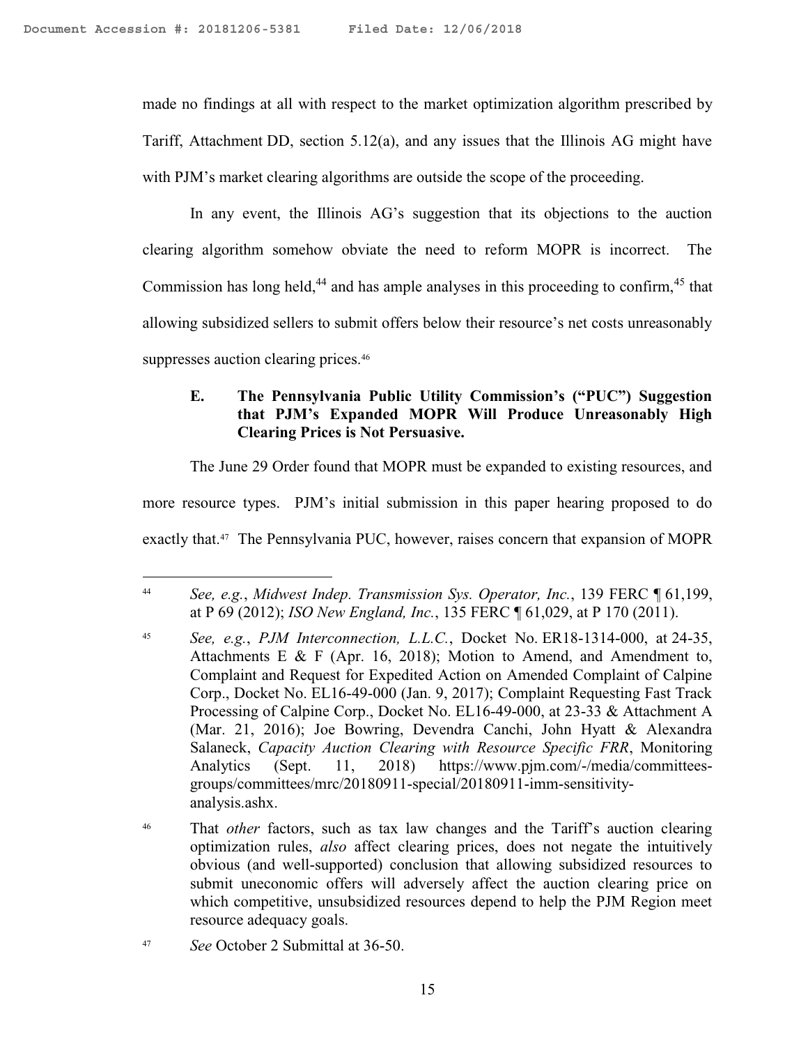made no findings at all with respect to the market optimization algorithm prescribed by Tariff, Attachment DD, section 5.12(a), and any issues that the Illinois AG might have with PJM's market clearing algorithms are outside the scope of the proceeding.

In any event, the Illinois AG's suggestion that its objections to the auction clearing algorithm somehow obviate the need to reform MOPR is incorrect. The Commission has long held,[44] and has ample analyses in this proceeding to confirm,[45] that allowing subsidized sellers to submit offers below their resource's net costs unreasonably suppresses auction clearing prices.[46]

### E. The Pennsylvania Public Utility Commission's ("PUC") Suggestion that PJM's Expanded MOPR Will Produce Unreasonably High Clearing Prices is Not Persuasive.

The June 29 Order found that MOPR must be expanded to existing resources, and more resource types. PJM's initial submission in this paper hearing proposed to do exactly that.[47] The Pennsylvania PUC, however, raises concern that expansion of MOPR

---

[44] *See, e.g.*, *Midwest Indep. Transmission Sys. Operator, Inc.*, 139 FERC ¶ 61,199, at P 69 (2012); *ISO New England, Inc.*, 135 FERC ¶ 61,029, at P 170 (2011).

[45] *See, e.g.*, *PJM Interconnection, L.L.C.*, Docket No. ER18-1314-000, at 24-35, Attachments E & F (Apr. 16, 2018); Motion to Amend, and Amendment to, Complaint and Request for Expedited Action on Amended Complaint of Calpine Corp., Docket No. EL16-49-000 (Jan. 9, 2017); Complaint Requesting Fast Track Processing of Calpine Corp., Docket No. EL16-49-000, at 23-33 & Attachment A (Mar. 21, 2016); Joe Bowring, Devendra Canchi, John Hyatt & Alexandra Salaneck, *Capacity Auction Clearing with Resource Specific FRR*, Monitoring Analytics (Sept. 11, 2018) https://www.pjm.com/-/media/committees-groups/committees/mrc/20180911-special/20180911-imm-sensitivity-analysis.ashx.

[46] That *other* factors, such as tax law changes and the Tariff's auction clearing optimization rules, *also* affect clearing prices, does not negate the intuitively obvious (and well-supported) conclusion that allowing subsidized resources to submit uneconomic offers will adversely affect the auction clearing price on which competitive, unsubsidized resources depend to help the PJM Region meet resource adequacy goals.

[47] *See* October 2 Submittal at 36-50.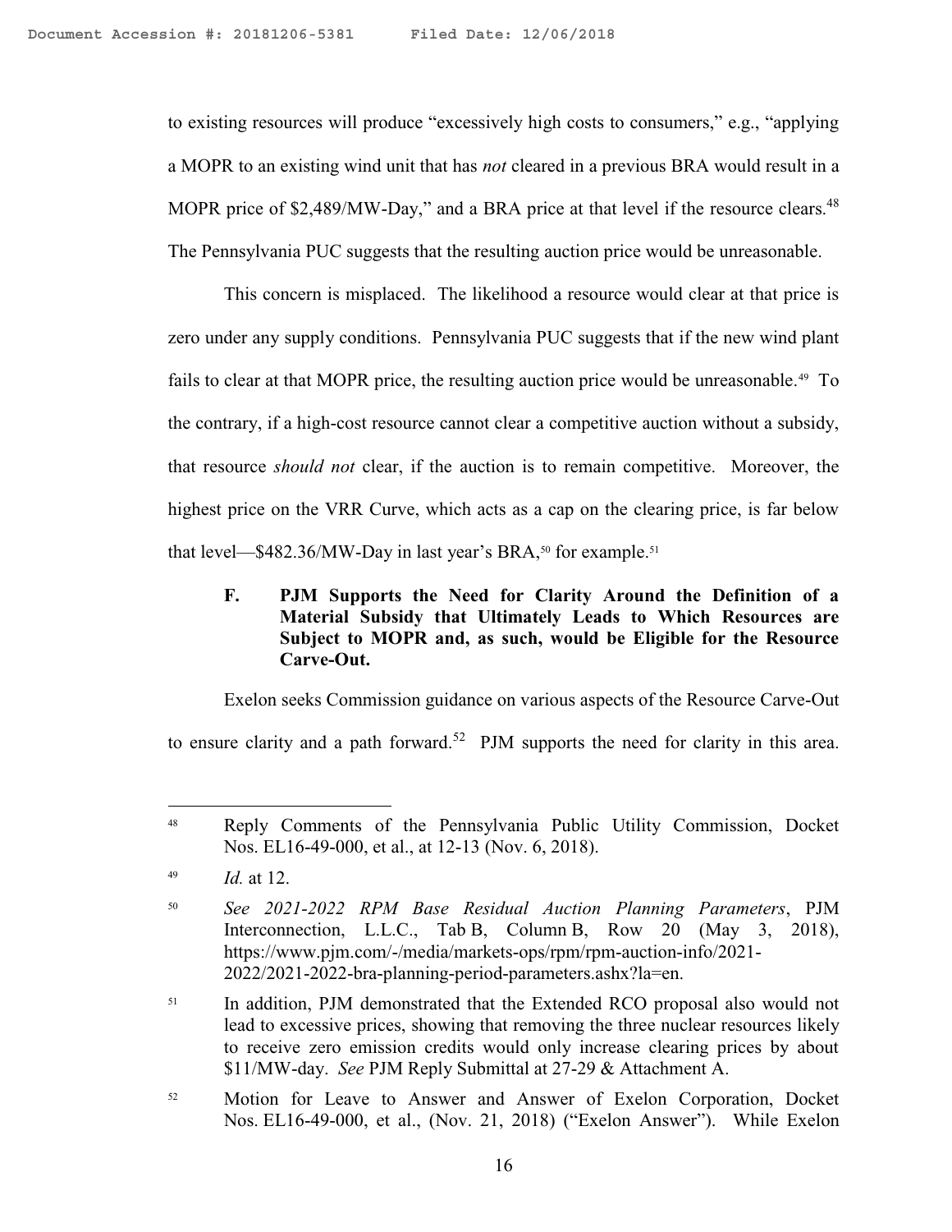to existing resources will produce "excessively high costs to consumers," e.g., "applying a MOPR to an existing wind unit that has *not* cleared in a previous BRA would result in a MOPR price of $2,489/MW-Day," and a BRA price at that level if the resource clears.[48] The Pennsylvania PUC suggests that the resulting auction price would be unreasonable.

This concern is misplaced. The likelihood a resource would clear at that price is zero under any supply conditions. Pennsylvania PUC suggests that if the new wind plant fails to clear at that MOPR price, the resulting auction price would be unreasonable.[49] To the contrary, if a high-cost resource cannot clear a competitive auction without a subsidy, that resource *should not* clear, if the auction is to remain competitive. Moreover, the highest price on the VRR Curve, which acts as a cap on the clearing price, is far below that level—$482.36/MW-Day in last year's BRA,[50] for example.[51]

### F. PJM Supports the Need for Clarity Around the Definition of a Material Subsidy that Ultimately Leads to Which Resources are Subject to MOPR and, as such, would be Eligible for the Resource Carve-Out.

Exelon seeks Commission guidance on various aspects of the Resource Carve-Out to ensure clarity and a path forward.[52] PJM supports the need for clarity in this area.

---

[48] Reply Comments of the Pennsylvania Public Utility Commission, Docket Nos. EL16-49-000, et al., at 12-13 (Nov. 6, 2018).

[49] *Id.* at 12.

[50] *See 2021-2022 RPM Base Residual Auction Planning Parameters*, PJM Interconnection, L.L.C., Tab B, Column B, Row 20 (May 3, 2018), https://www.pjm.com/-/media/markets-ops/rpm/rpm-auction-info/2021-2022/2021-2022-bra-planning-period-parameters.ashx?la=en.

[51] In addition, PJM demonstrated that the Extended RCO proposal also would not lead to excessive prices, showing that removing the three nuclear resources likely to receive zero emission credits would only increase clearing prices by about $11/MW-day. *See* PJM Reply Submittal at 27-29 & Attachment A.

[52] Motion for Leave to Answer and Answer of Exelon Corporation, Docket Nos. EL16-49-000, et al., (Nov. 21, 2018) ("Exelon Answer"). While Exelon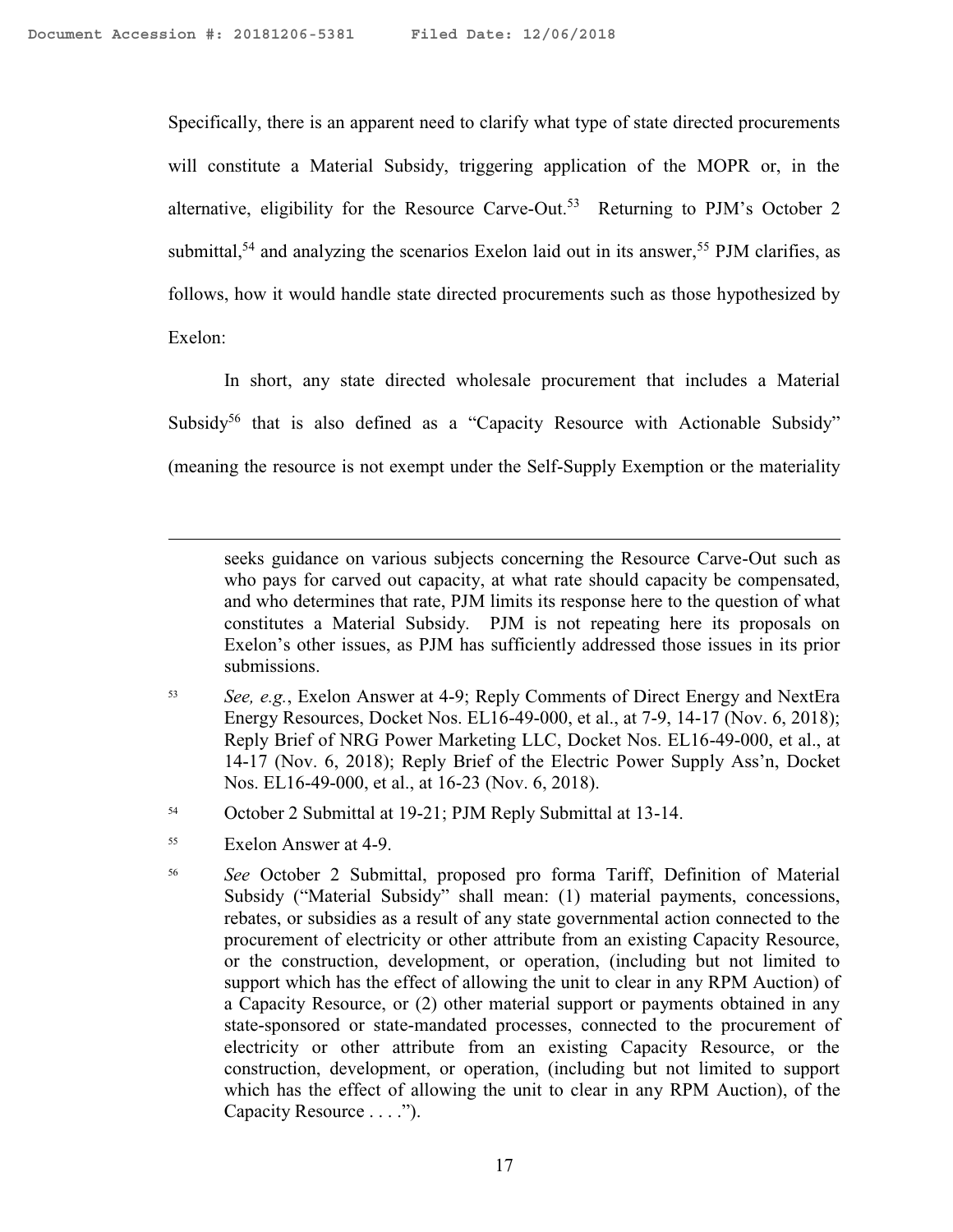Specifically, there is an apparent need to clarify what type of state directed procurements will constitute a Material Subsidy, triggering application of the MOPR or, in the alternative, eligibility for the Resource Carve-Out.[53] Returning to PJM's October 2 submittal,[54] and analyzing the scenarios Exelon laid out in its answer,[55] PJM clarifies, as follows, how it would handle state directed procurements such as those hypothesized by Exelon:

In short, any state directed wholesale procurement that includes a Material Subsidy[56] that is also defined as a "Capacity Resource with Actionable Subsidy" (meaning the resource is not exempt under the Self-Supply Exemption or the materiality

---

seeks guidance on various subjects concerning the Resource Carve-Out such as who pays for carved out capacity, at what rate should capacity be compensated, and who determines that rate, PJM limits its response here to the question of what constitutes a Material Subsidy. PJM is not repeating here its proposals on Exelon's other issues, as PJM has sufficiently addressed those issues in its prior submissions.

[53] *See, e.g.*, Exelon Answer at 4-9; Reply Comments of Direct Energy and NextEra Energy Resources, Docket Nos. EL16-49-000, et al., at 7-9, 14-17 (Nov. 6, 2018); Reply Brief of NRG Power Marketing LLC, Docket Nos. EL16-49-000, et al., at 14-17 (Nov. 6, 2018); Reply Brief of the Electric Power Supply Ass'n, Docket Nos. EL16-49-000, et al., at 16-23 (Nov. 6, 2018).

[54] October 2 Submittal at 19-21; PJM Reply Submittal at 13-14.

[55] Exelon Answer at 4-9.

[56] *See* October 2 Submittal, proposed pro forma Tariff, Definition of Material Subsidy ("Material Subsidy" shall mean: (1) material payments, concessions, rebates, or subsidies as a result of any state governmental action connected to the procurement of electricity or other attribute from an existing Capacity Resource, or the construction, development, or operation, (including but not limited to support which has the effect of allowing the unit to clear in any RPM Auction) of a Capacity Resource, or (2) other material support or payments obtained in any state-sponsored or state-mandated processes, connected to the procurement of electricity or other attribute from an existing Capacity Resource, or the construction, development, or operation, (including but not limited to support which has the effect of allowing the unit to clear in any RPM Auction), of the Capacity Resource . . . .").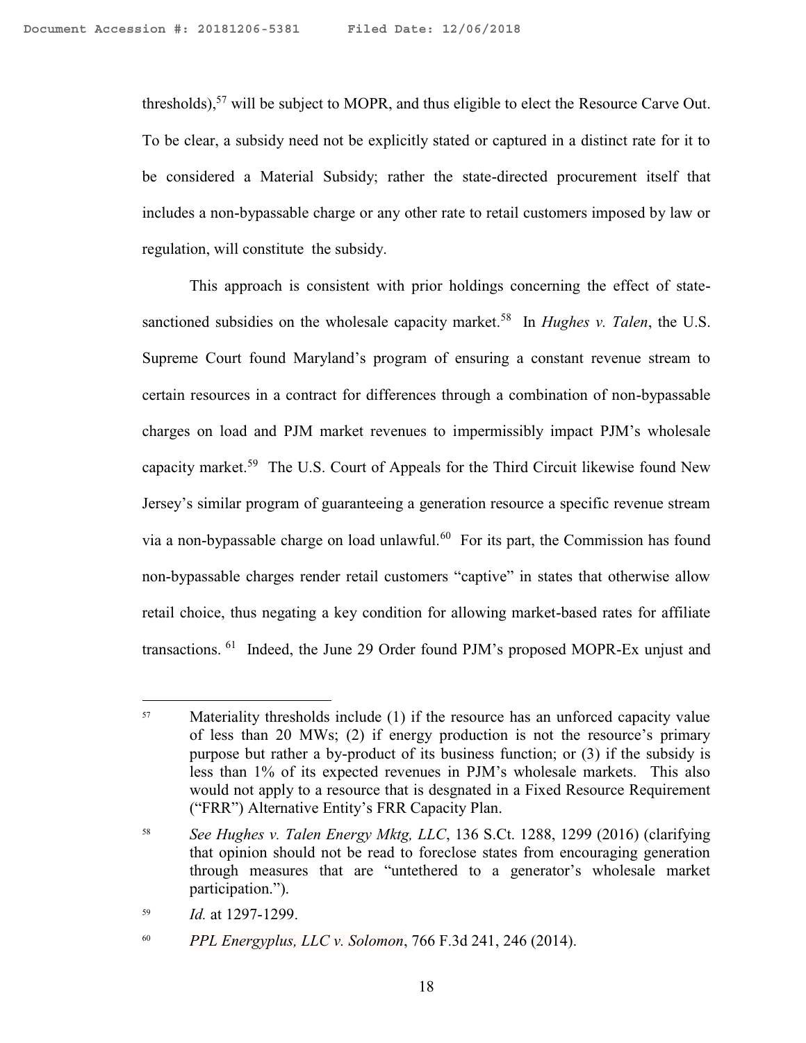thresholds),[57] will be subject to MOPR, and thus eligible to elect the Resource Carve Out. To be clear, a subsidy need not be explicitly stated or captured in a distinct rate for it to be considered a Material Subsidy; rather the state-directed procurement itself that includes a non-bypassable charge or any other rate to retail customers imposed by law or regulation, will constitute the subsidy.

This approach is consistent with prior holdings concerning the effect of state-sanctioned subsidies on the wholesale capacity market.[58] In *Hughes v. Talen*, the U.S. Supreme Court found Maryland's program of ensuring a constant revenue stream to certain resources in a contract for differences through a combination of non-bypassable charges on load and PJM market revenues to impermissibly impact PJM's wholesale capacity market.[59] The U.S. Court of Appeals for the Third Circuit likewise found New Jersey's similar program of guaranteeing a generation resource a specific revenue stream via a non-bypassable charge on load unlawful.[60] For its part, the Commission has found non-bypassable charges render retail customers "captive" in states that otherwise allow retail choice, thus negating a key condition for allowing market-based rates for affiliate transactions.[61] Indeed, the June 29 Order found PJM's proposed MOPR-Ex unjust and

---

[57] Materiality thresholds include (1) if the resource has an unforced capacity value of less than 20 MWs; (2) if energy production is not the resource's primary purpose but rather a by-product of its business function; or (3) if the subsidy is less than 1% of its expected revenues in PJM's wholesale markets. This also would not apply to a resource that is desgnated in a Fixed Resource Requirement ("FRR") Alternative Entity's FRR Capacity Plan.

[58] *See Hughes v. Talen Energy Mktg, LLC*, 136 S.Ct. 1288, 1299 (2016) (clarifying that opinion should not be read to foreclose states from encouraging generation through measures that are "untethered to a generator's wholesale market participation.").

[59] *Id.* at 1297-1299.

[60] *PPL Energyplus, LLC v. Solomon*, 766 F.3d 241, 246 (2014).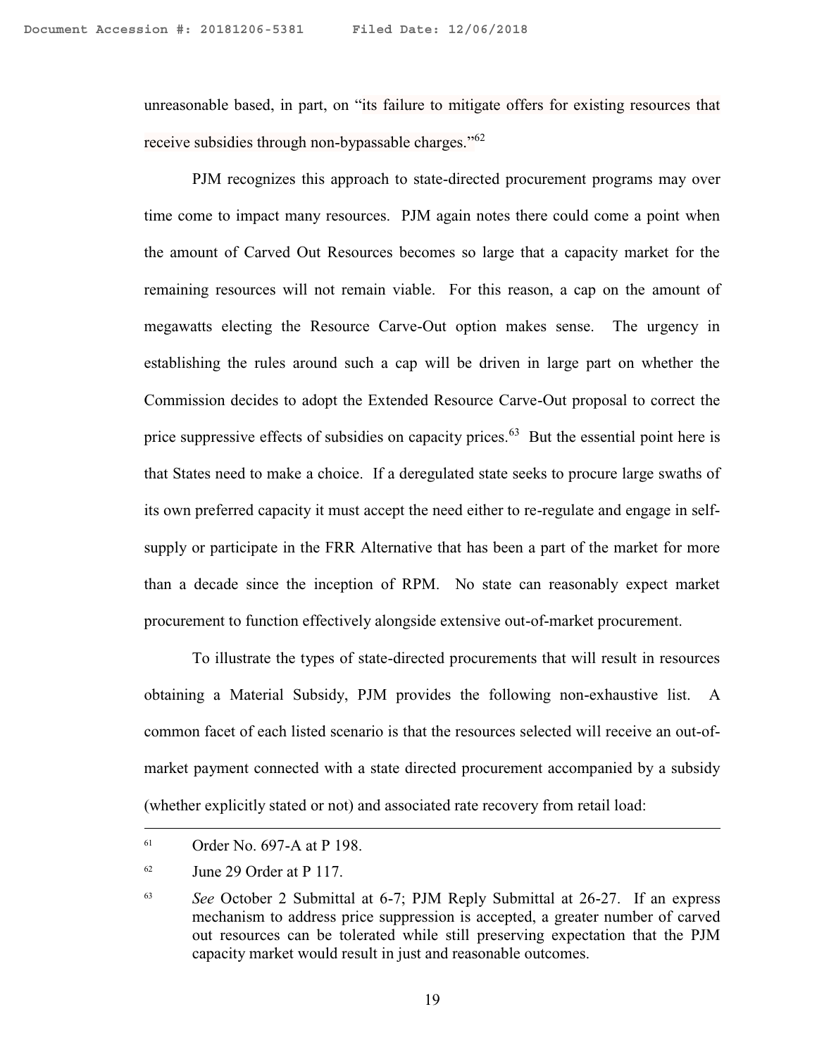unreasonable based, in part, on "its failure to mitigate offers for existing resources that receive subsidies through non-bypassable charges."[62]

PJM recognizes this approach to state-directed procurement programs may over time come to impact many resources. PJM again notes there could come a point when the amount of Carved Out Resources becomes so large that a capacity market for the remaining resources will not remain viable. For this reason, a cap on the amount of megawatts electing the Resource Carve-Out option makes sense. The urgency in establishing the rules around such a cap will be driven in large part on whether the Commission decides to adopt the Extended Resource Carve-Out proposal to correct the price suppressive effects of subsidies on capacity prices.[63] But the essential point here is that States need to make a choice. If a deregulated state seeks to procure large swaths of its own preferred capacity it must accept the need either to re-regulate and engage in self-supply or participate in the FRR Alternative that has been a part of the market for more than a decade since the inception of RPM. No state can reasonably expect market procurement to function effectively alongside extensive out-of-market procurement.

To illustrate the types of state-directed procurements that will result in resources obtaining a Material Subsidy, PJM provides the following non-exhaustive list. A common facet of each listed scenario is that the resources selected will receive an out-of-market payment connected with a state directed procurement accompanied by a subsidy (whether explicitly stated or not) and associated rate recovery from retail load:

---

[61] Order No. 697-A at P 198.

[62] June 29 Order at P 117.

[63] *See* October 2 Submittal at 6-7; PJM Reply Submittal at 26-27. If an express mechanism to address price suppression is accepted, a greater number of carved out resources can be tolerated while still preserving expectation that the PJM capacity market would result in just and reasonable outcomes.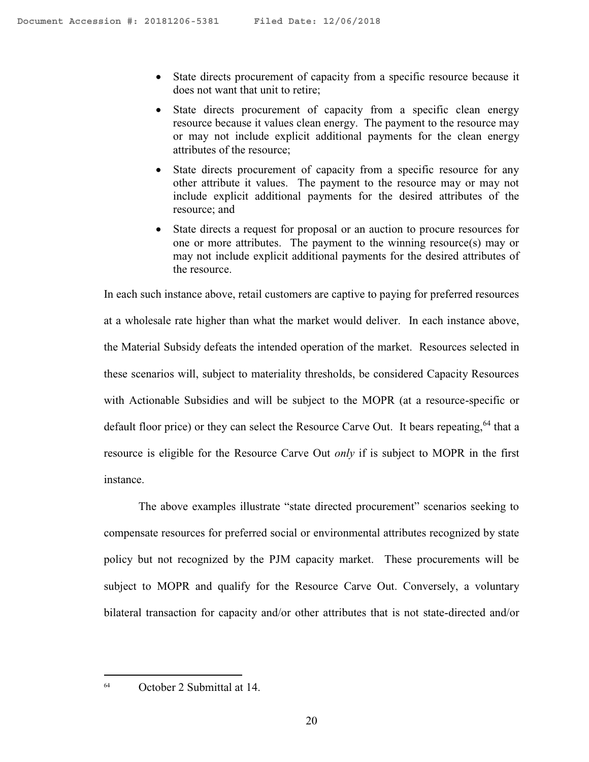- State directs procurement of capacity from a specific resource because it does not want that unit to retire;
- State directs procurement of capacity from a specific clean energy resource because it values clean energy. The payment to the resource may or may not include explicit additional payments for the clean energy attributes of the resource;
- State directs procurement of capacity from a specific resource for any other attribute it values. The payment to the resource may or may not include explicit additional payments for the desired attributes of the resource; and
- State directs a request for proposal or an auction to procure resources for one or more attributes. The payment to the winning resource(s) may or may not include explicit additional payments for the desired attributes of the resource.

In each such instance above, retail customers are captive to paying for preferred resources at a wholesale rate higher than what the market would deliver. In each instance above, the Material Subsidy defeats the intended operation of the market. Resources selected in these scenarios will, subject to materiality thresholds, be considered Capacity Resources with Actionable Subsidies and will be subject to the MOPR (at a resource-specific or default floor price) or they can select the Resource Carve Out. It bears repeating,[64] that a resource is eligible for the Resource Carve Out *only* if is subject to MOPR in the first instance.

The above examples illustrate "state directed procurement" scenarios seeking to compensate resources for preferred social or environmental attributes recognized by state policy but not recognized by the PJM capacity market. These procurements will be subject to MOPR and qualify for the Resource Carve Out. Conversely, a voluntary bilateral transaction for capacity and/or other attributes that is not state-directed and/or

---

[64] October 2 Submittal at 14.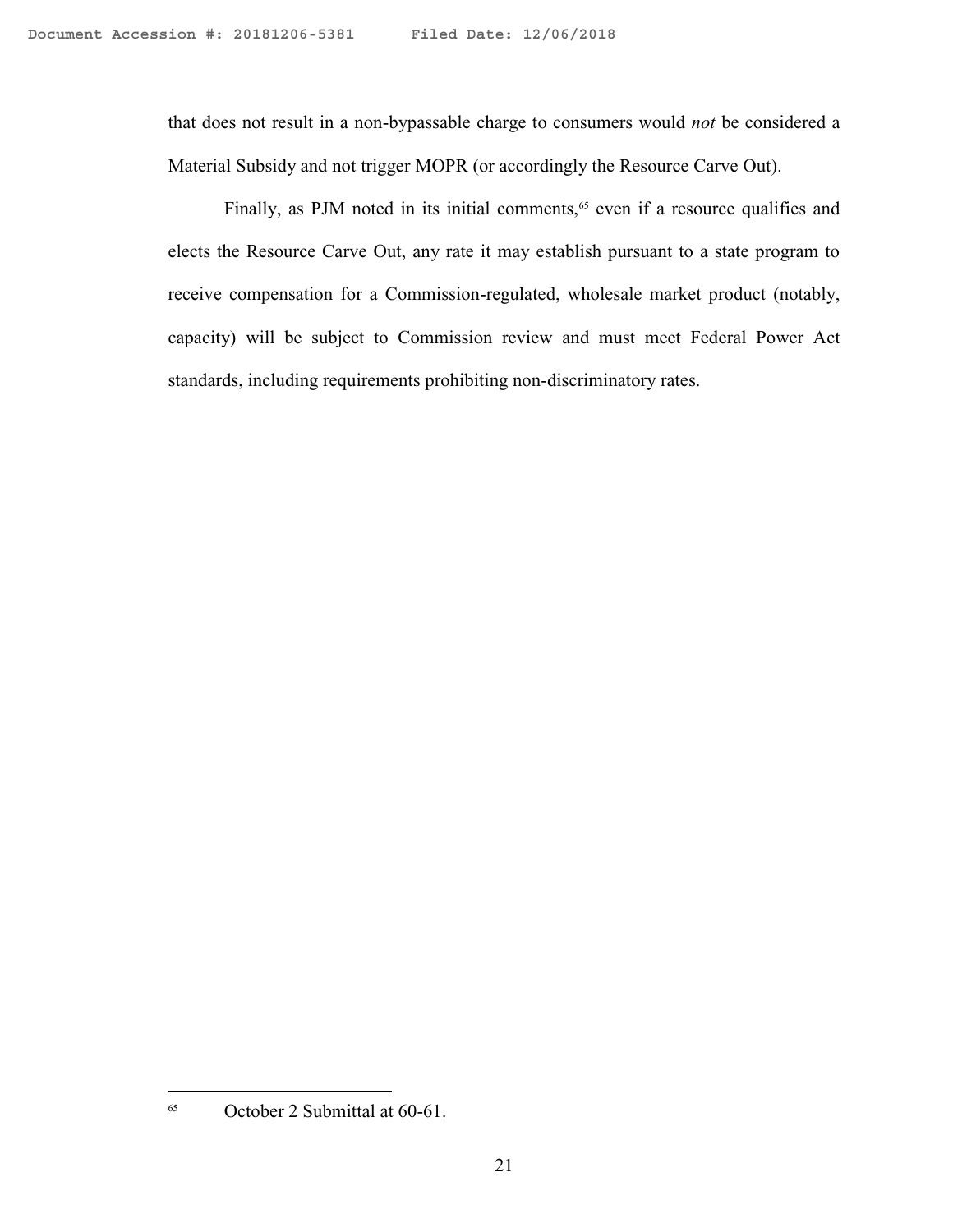that does not result in a non-bypassable charge to consumers would *not* be considered a Material Subsidy and not trigger MOPR (or accordingly the Resource Carve Out).

Finally, as PJM noted in its initial comments,[65] even if a resource qualifies and elects the Resource Carve Out, any rate it may establish pursuant to a state program to receive compensation for a Commission-regulated, wholesale market product (notably, capacity) will be subject to Commission review and must meet Federal Power Act standards, including requirements prohibiting non-discriminatory rates.

---

[65] October 2 Submittal at 60-61.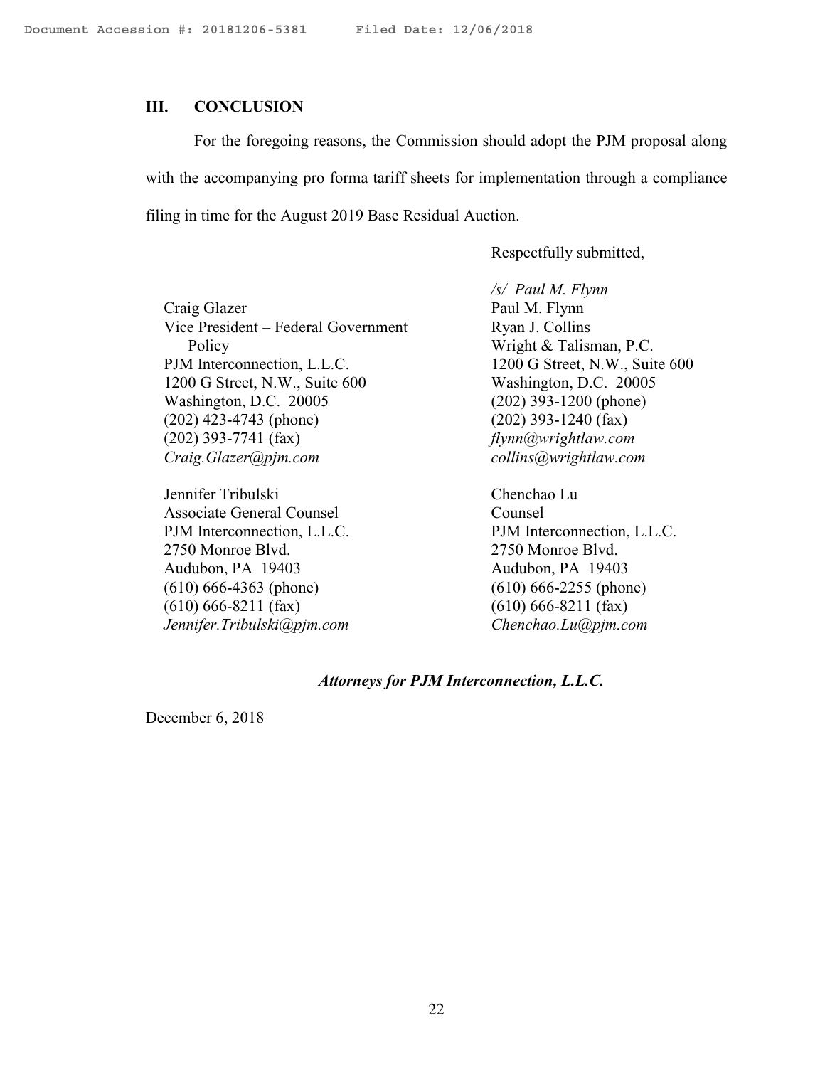## III. CONCLUSION

For the foregoing reasons, the Commission should adopt the PJM proposal along with the accompanying pro forma tariff sheets for implementation through a compliance filing in time for the August 2019 Base Residual Auction.

Respectfully submitted,

*/s/ Paul M. Flynn*

Craig Glazer
Vice President – Federal Government Policy
PJM Interconnection, L.L.C.
1200 G Street, N.W., Suite 600
Washington, D.C. 20005
(202) 423-4743 (phone)
(202) 393-7741 (fax)
*Craig.Glazer@pjm.com*

Paul M. Flynn
Ryan J. Collins
Wright & Talisman, P.C.
1200 G Street, N.W., Suite 600
Washington, D.C. 20005
(202) 393-1200 (phone)
(202) 393-1240 (fax)
*flynn@wrightlaw.com*
*collins@wrightlaw.com*

Jennifer Tribulski
Associate General Counsel
PJM Interconnection, L.L.C.
2750 Monroe Blvd.
Audubon, PA 19403
(610) 666-4363 (phone)
(610) 666-8211 (fax)
*Jennifer.Tribulski@pjm.com*

Chenchao Lu
Counsel
PJM Interconnection, L.L.C.
2750 Monroe Blvd.
Audubon, PA 19403
(610) 666-2255 (phone)
(610) 666-8211 (fax)
*Chenchao.Lu@pjm.com*

***Attorneys for PJM Interconnection, L.L.C.***

December 6, 2018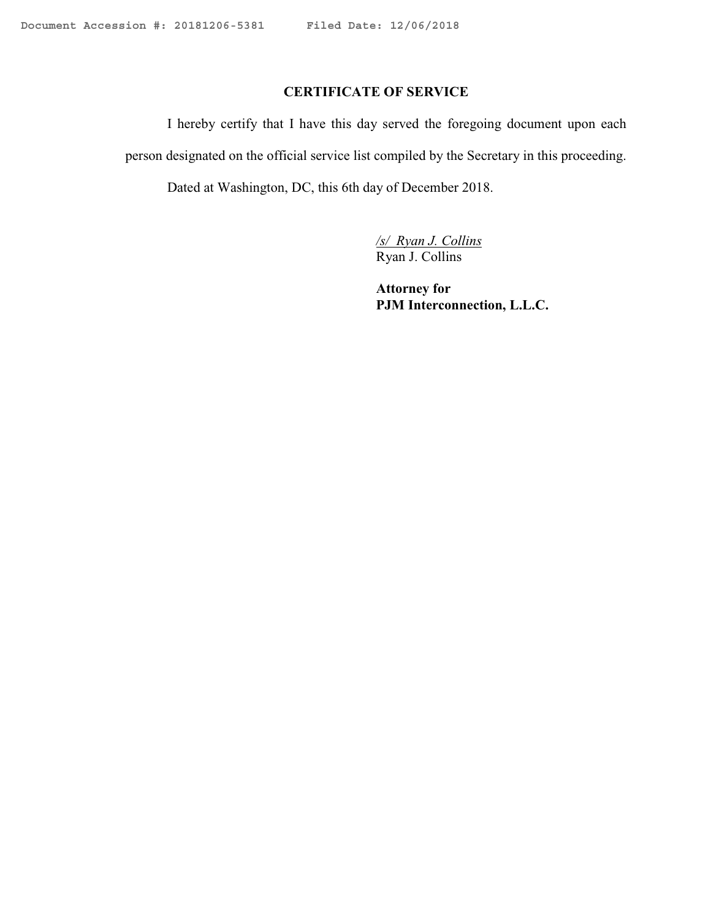# CERTIFICATE OF SERVICE

I hereby certify that I have this day served the foregoing document upon each person designated on the official service list compiled by the Secretary in this proceeding.

Dated at Washington, DC, this 6th day of December 2018.

*/s/ Ryan J. Collins*
Ryan J. Collins

**Attorney for**
**PJM Interconnection, L.L.C.**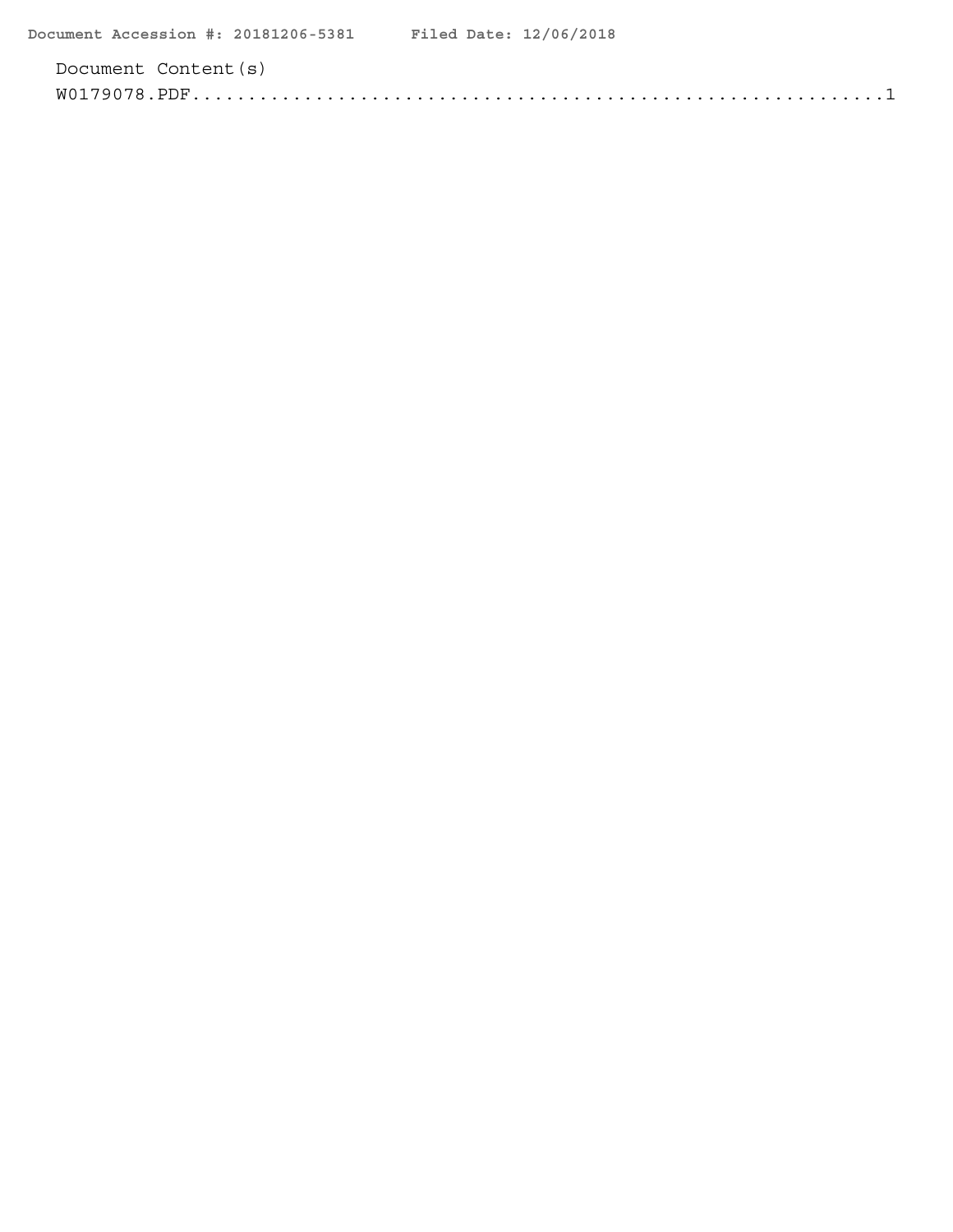Document Accession #: 20181206-5381      Filed Date: 12/06/2018

Document Content(s)

W0179078.PDF.........................................................1